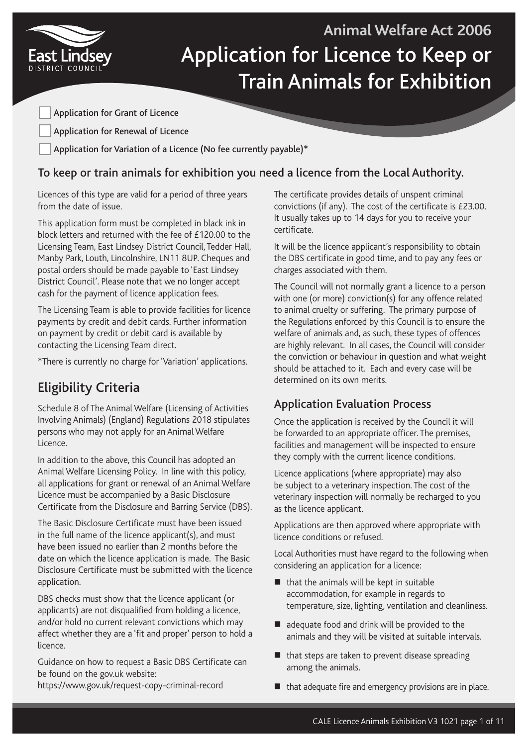East Lindsey District Council

## Animal Welfare Act 2006

# Application for Licence to Keep or Train Animals for Exhibition

- [ ] Application for Grant of Licence
- [ ] Application for Renewal of Licence
- [ ] Application for Variation of a Licence (No fee currently payable)*

### To keep or train animals for exhibition you need a licence from the Local Authority.

Licences of this type are valid for a period of three years from the date of issue.

This application form must be completed in black ink in block letters and returned with the fee of £120.00 to the Licensing Team, East Lindsey District Council, Tedder Hall, Manby Park, Louth, Lincolnshire, LN11 8UP. Cheques and postal orders should be made payable to 'East Lindsey District Council'. Please note that we no longer accept cash for the payment of licence application fees.

The Licensing Team is able to provide facilities for licence payments by credit and debit cards. Further information on payment by credit or debit card is available by contacting the Licensing Team direct.

*There is currently no charge for 'Variation' applications.

## Eligibility Criteria

Schedule 8 of The Animal Welfare (Licensing of Activities Involving Animals) (England) Regulations 2018 stipulates persons who may not apply for an Animal Welfare Licence.

In addition to the above, this Council has adopted an Animal Welfare Licensing Policy. In line with this policy, all applications for grant or renewal of an Animal Welfare Licence must be accompanied by a Basic Disclosure Certificate from the Disclosure and Barring Service (DBS).

The Basic Disclosure Certificate must have been issued in the full name of the licence applicant(s), and must have been issued no earlier than 2 months before the date on which the licence application is made. The Basic Disclosure Certificate must be submitted with the licence application.

DBS checks must show that the licence applicant (or applicants) are not disqualified from holding a licence, and/or hold no current relevant convictions which may affect whether they are a 'fit and proper' person to hold a licence.

Guidance on how to request a Basic DBS Certificate can be found on the gov.uk website:
https://www.gov.uk/request-copy-criminal-record

The certificate provides details of unspent criminal convictions (if any). The cost of the certificate is £23.00. It usually takes up to 14 days for you to receive your certificate.

It will be the licence applicant's responsibility to obtain the DBS certificate in good time, and to pay any fees or charges associated with them.

The Council will not normally grant a licence to a person with one (or more) conviction(s) for any offence related to animal cruelty or suffering. The primary purpose of the Regulations enforced by this Council is to ensure the welfare of animals and, as such, these types of offences are highly relevant. In all cases, the Council will consider the conviction or behaviour in question and what weight should be attached to it. Each and every case will be determined on its own merits.

### Application Evaluation Process

Once the application is received by the Council it will be forwarded to an appropriate officer. The premises, facilities and management will be inspected to ensure they comply with the current licence conditions.

Licence applications (where appropriate) may also be subject to a veterinary inspection. The cost of the veterinary inspection will normally be recharged to you as the licence applicant.

Applications are then approved where appropriate with licence conditions or refused.

Local Authorities must have regard to the following when considering an application for a licence:

- that the animals will be kept in suitable accommodation, for example in regards to temperature, size, lighting, ventilation and cleanliness.
- adequate food and drink will be provided to the animals and they will be visited at suitable intervals.
- that steps are taken to prevent disease spreading among the animals.
- that adequate fire and emergency provisions are in place.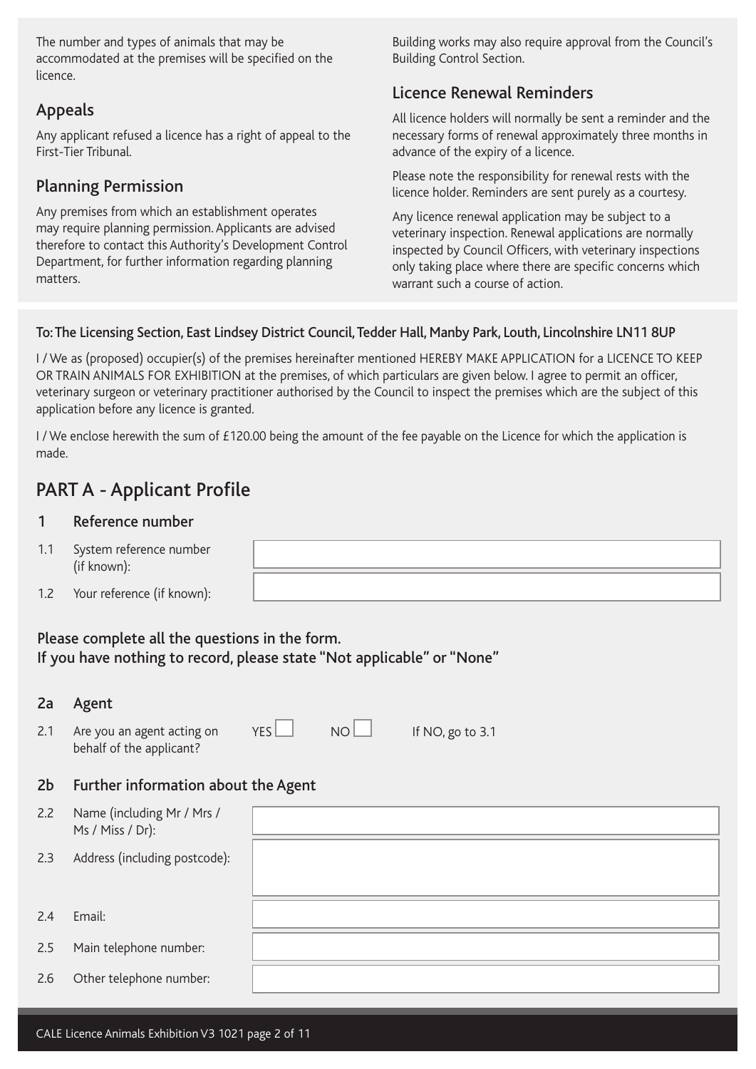The number and types of animals that may be accommodated at the premises will be specified on the licence.

## Appeals

Any applicant refused a licence has a right of appeal to the First-Tier Tribunal.

## Planning Permission

Any premises from which an establishment operates may require planning permission. Applicants are advised therefore to contact this Authority's Development Control Department, for further information regarding planning matters.

Building works may also require approval from the Council's Building Control Section.

## Licence Renewal Reminders

All licence holders will normally be sent a reminder and the necessary forms of renewal approximately three months in advance of the expiry of a licence.

Please note the responsibility for renewal rests with the licence holder. Reminders are sent purely as a courtesy.

Any licence renewal application may be subject to a veterinary inspection. Renewal applications are normally inspected by Council Officers, with veterinary inspections only taking place where there are specific concerns which warrant such a course of action.

**To: The Licensing Section, East Lindsey District Council, Tedder Hall, Manby Park, Louth, Lincolnshire LN11 8UP**

I / We as (proposed) occupier(s) of the premises hereinafter mentioned HEREBY MAKE APPLICATION for a LICENCE TO KEEP OR TRAIN ANIMALS FOR EXHIBITION at the premises, of which particulars are given below. I agree to permit an officer, veterinary surgeon or veterinary practitioner authorised by the Council to inspect the premises which are the subject of this application before any licence is granted.

I / We enclose herewith the sum of £120.00 being the amount of the fee payable on the Licence for which the application is made.

# PART A - Applicant Profile

## 1 Reference number

1.1 System reference number (if known):

1.2 Your reference (if known):

**Please complete all the questions in the form.**
**If you have nothing to record, please state "Not applicable" or "None"**

## 2a Agent

2.1 Are you an agent acting on behalf of the applicant? YES ☐ NO ☐ If NO, go to 3.1

## 2b Further information about the Agent

2.2 Name (including Mr / Mrs / Ms / Miss / Dr):

2.3 Address (including postcode):

2.4 Email:

2.5 Main telephone number:

2.6 Other telephone number: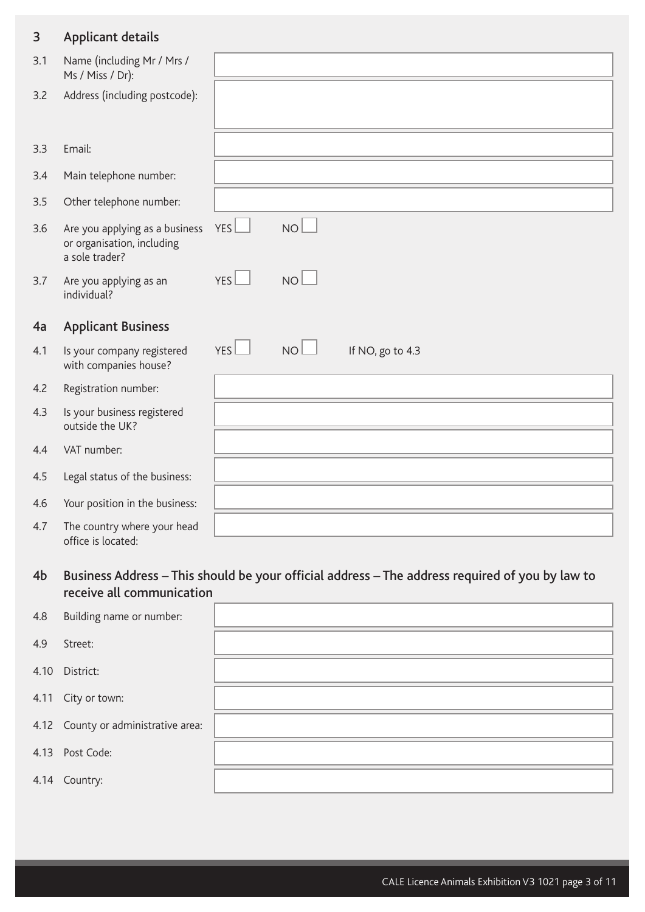## 3 Applicant details

| | | |
|---|---|---|
| 3.1 | Name (including Mr / Mrs / Ms / Miss / Dr): | |
| 3.2 | Address (including postcode): | |
| 3.3 | Email: | |
| 3.4 | Main telephone number: | |
| 3.5 | Other telephone number: | |
| 3.6 | Are you applying as a business or organisation, including a sole trader? | YES ☐ NO ☐ |
| 3.7 | Are you applying as an individual? | YES ☐ NO ☐ |

## 4a Applicant Business

| | | |
|---|---|---|
| 4.1 | Is your company registered with companies house? | YES ☐ NO ☐ If NO, go to 4.3 |
| 4.2 | Registration number: | |
| 4.3 | Is your business registered outside the UK? | |
| 4.4 | VAT number: | |
| 4.5 | Legal status of the business: | |
| 4.6 | Your position in the business: | |
| 4.7 | The country where your head office is located: | |

## 4b Business Address – This should be your official address – The address required of you by law to receive all communication

| | | |
|---|---|---|
| 4.8 | Building name or number: | |
| 4.9 | Street: | |
| 4.10 | District: | |
| 4.11 | City or town: | |
| 4.12 | County or administrative area: | |
| 4.13 | Post Code: | |
| 4.14 | Country: | |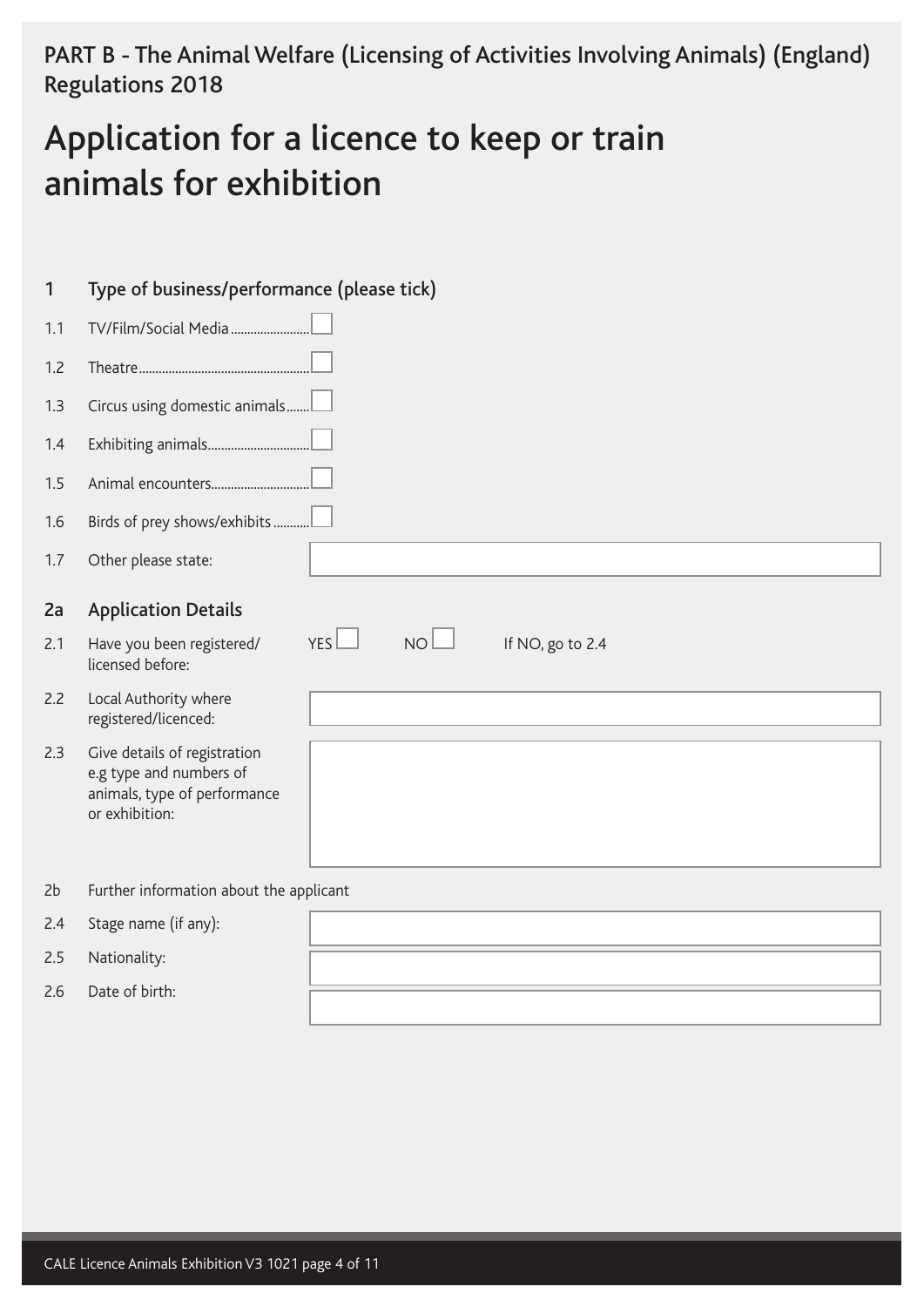PART B - The Animal Welfare (Licensing of Activities Involving Animals) (England) Regulations 2018

# Application for a licence to keep or train animals for exhibition

## 1 Type of business/performance (please tick)

1.1 TV/Film/Social Media ☐

1.2 Theatre ☐

1.3 Circus using domestic animals ☐

1.4 Exhibiting animals ☐

1.5 Animal encounters ☐

1.6 Birds of prey shows/exhibits ☐

1.7 Other please state:

## 2a Application Details

2.1 Have you been registered/ licensed before: YES ☐ NO ☐ If NO, go to 2.4

2.2 Local Authority where registered/licenced:

2.3 Give details of registration e.g type and numbers of animals, type of performance or exhibition:

2b Further information about the applicant

2.4 Stage name (if any):

2.5 Nationality:

2.6 Date of birth: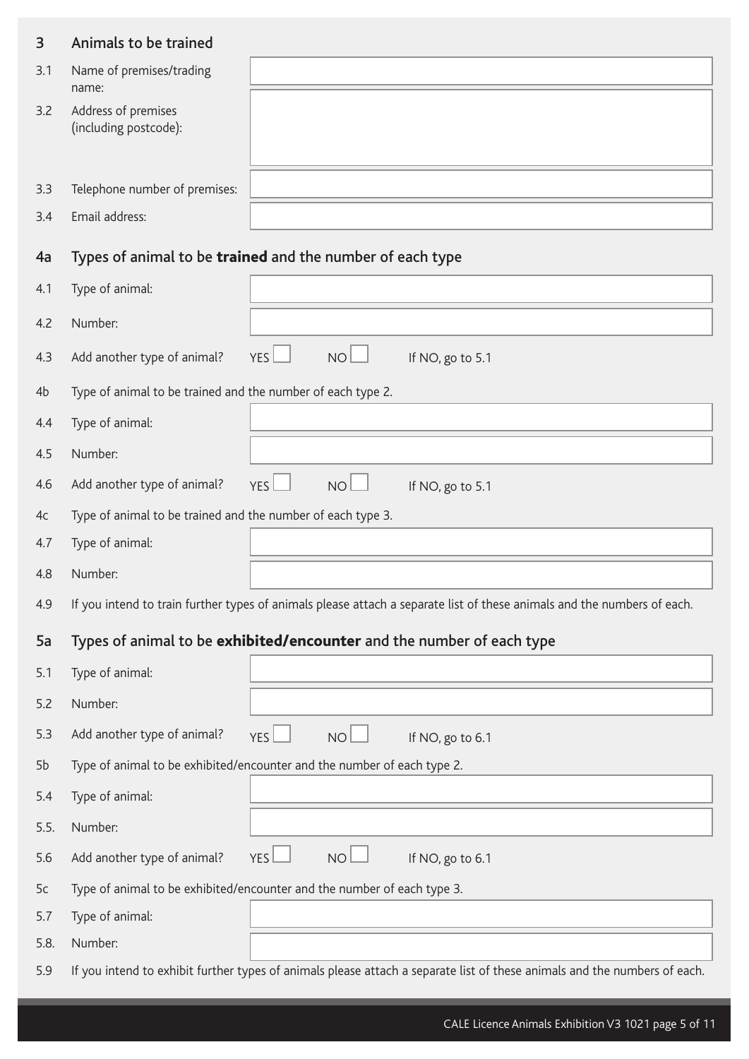## 3 Animals to be trained

| | | |
|---|---|---|
| 3.1 | Name of premises/trading name: | |
| 3.2 | Address of premises (including postcode): | |
| 3.3 | Telephone number of premises: | |
| 3.4 | Email address: | |

## 4a Types of animal to be **trained** and the number of each type

| | | |
|---|---|---|
| 4.1 | Type of animal: | |
| 4.2 | Number: | |
| 4.3 | Add another type of animal? | YES ☐ NO ☐ If NO, go to 5.1 |

4b Type of animal to be trained and the number of each type 2.

| | | |
|---|---|---|
| 4.4 | Type of animal: | |
| 4.5 | Number: | |
| 4.6 | Add another type of animal? | YES ☐ NO ☐ If NO, go to 5.1 |

4c Type of animal to be trained and the number of each type 3.

| | | |
|---|---|---|
| 4.7 | Type of animal: | |
| 4.8 | Number: | |

4.9 If you intend to train further types of animals please attach a separate list of these animals and the numbers of each.

## 5a Types of animal to be **exhibited/encounter** and the number of each type

| | | |
|---|---|---|
| 5.1 | Type of animal: | |
| 5.2 | Number: | |
| 5.3 | Add another type of animal? | YES ☐ NO ☐ If NO, go to 6.1 |

5b Type of animal to be exhibited/encounter and the number of each type 2.

| | | |
|---|---|---|
| 5.4 | Type of animal: | |
| 5.5. | Number: | |
| 5.6 | Add another type of animal? | YES ☐ NO ☐ If NO, go to 6.1 |

5c Type of animal to be exhibited/encounter and the number of each type 3.

| | | |
|---|---|---|
| 5.7 | Type of animal: | |
| 5.8. | Number: | |

5.9 If you intend to exhibit further types of animals please attach a separate list of these animals and the numbers of each.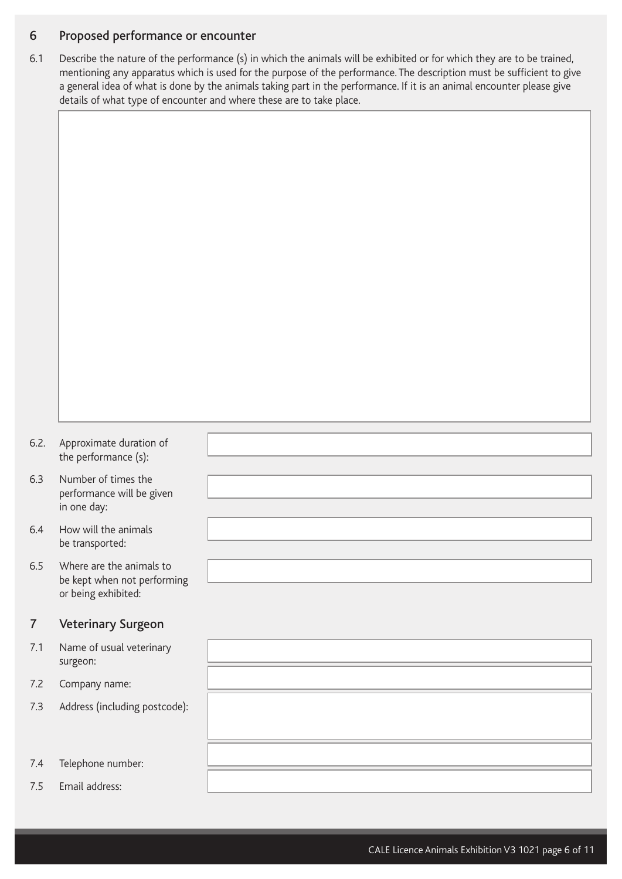## 6 Proposed performance or encounter

6.1 Describe the nature of the performance (s) in which the animals will be exhibited or for which they are to be trained, mentioning any apparatus which is used for the purpose of the performance. The description must be sufficient to give a general idea of what is done by the animals taking part in the performance. If it is an animal encounter please give details of what type of encounter and where these are to take place.

6.2. Approximate duration of the performance (s):

6.3 Number of times the performance will be given in one day:

6.4 How will the animals be transported:

6.5 Where are the animals to be kept when not performing or being exhibited:

## 7 Veterinary Surgeon

7.1 Name of usual veterinary surgeon:

7.2 Company name:

7.3 Address (including postcode):

7.4 Telephone number:

7.5 Email address: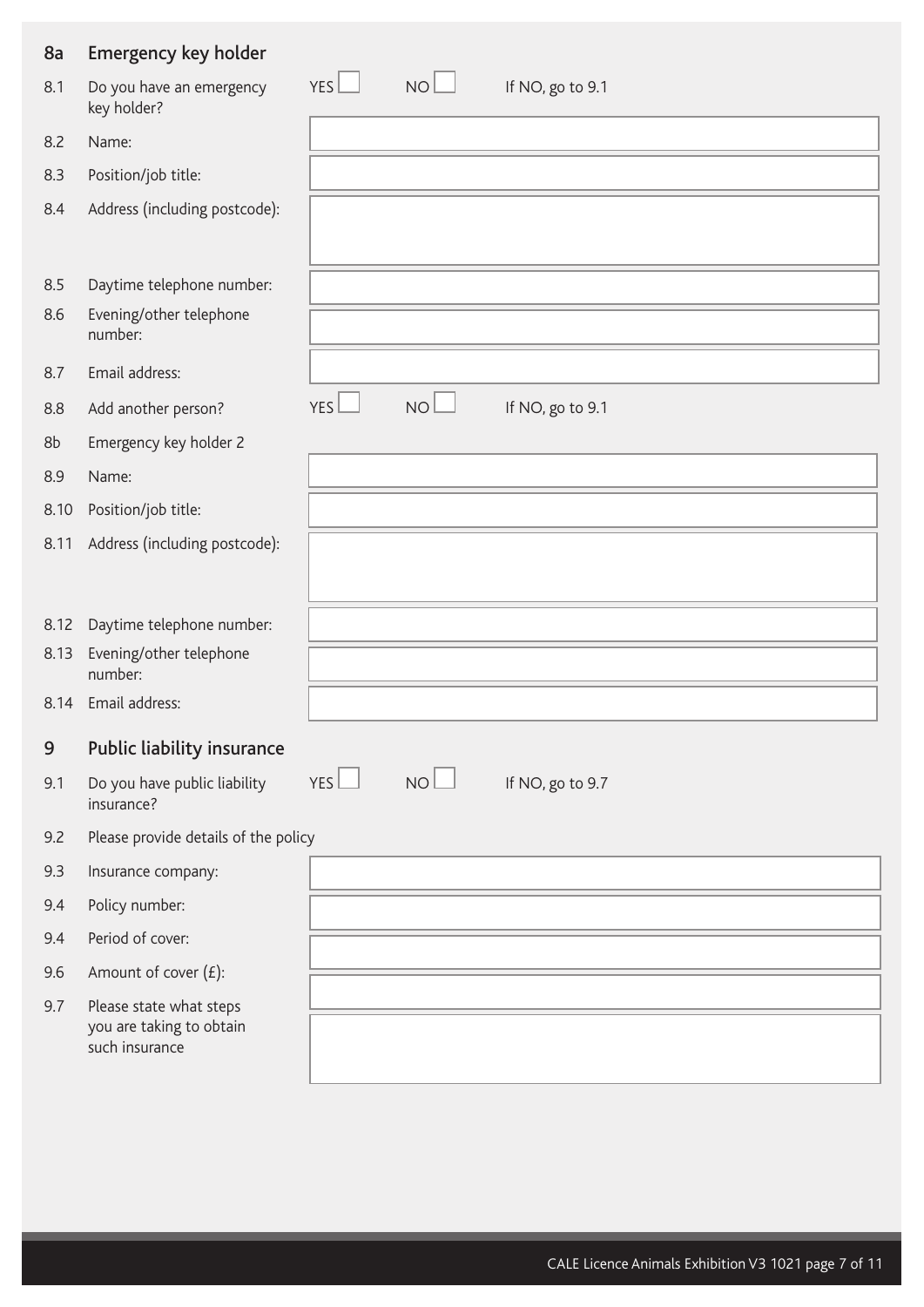## 8a Emergency key holder

| | | |
|---|---|---|
| 8.1 | Do you have an emergency key holder? | YES ☐ NO ☐ If NO, go to 9.1 |
| 8.2 | Name: | |
| 8.3 | Position/job title: | |
| 8.4 | Address (including postcode): | |
| 8.5 | Daytime telephone number: | |
| 8.6 | Evening/other telephone number: | |
| 8.7 | Email address: | |
| 8.8 | Add another person? | YES ☐ NO ☐ If NO, go to 9.1 |

### 8b Emergency key holder 2

| | | |
|---|---|---|
| 8.9 | Name: | |
| 8.10 | Position/job title: | |
| 8.11 | Address (including postcode): | |
| 8.12 | Daytime telephone number: | |
| 8.13 | Evening/other telephone number: | |
| 8.14 | Email address: | |

## 9 Public liability insurance

| | | |
|---|---|---|
| 9.1 | Do you have public liability insurance? | YES ☐ NO ☐ If NO, go to 9.7 |
| 9.2 | Please provide details of the policy | |
| 9.3 | Insurance company: | |
| 9.4 | Policy number: | |
| 9.4 | Period of cover: | |
| 9.6 | Amount of cover (£): | |
| 9.7 | Please state what steps you are taking to obtain such insurance | |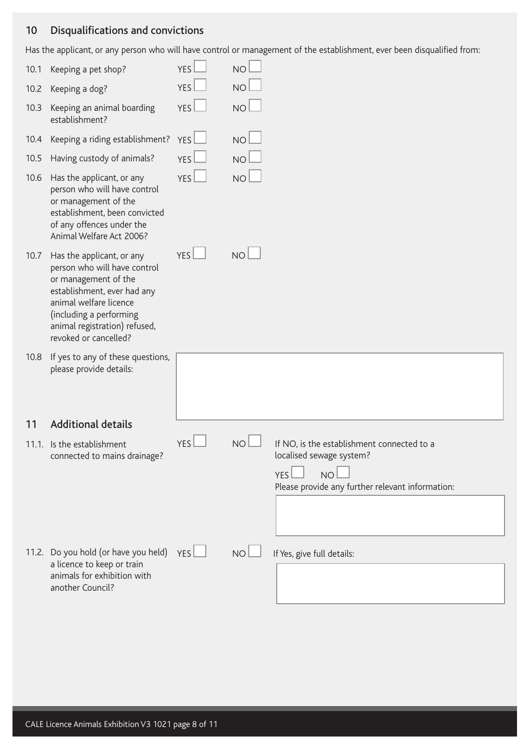## 10 Disqualifications and convictions

Has the applicant, or any person who will have control or management of the establishment, ever been disqualified from:

| | | | |
|---|---|---|---|
| 10.1 | Keeping a pet shop? | YES ☐ | NO ☐ |
| 10.2 | Keeping a dog? | YES ☐ | NO ☐ |
| 10.3 | Keeping an animal boarding establishment? | YES ☐ | NO ☐ |
| 10.4 | Keeping a riding establishment? | YES ☐ | NO ☐ |
| 10.5 | Having custody of animals? | YES ☐ | NO ☐ |
| 10.6 | Has the applicant, or any person who will have control or management of the establishment, been convicted of any offences under the Animal Welfare Act 2006? | YES ☐ | NO ☐ |
| 10.7 | Has the applicant, or any person who will have control or management of the establishment, ever had any animal welfare licence (including a performing animal registration) refused, revoked or cancelled? | YES ☐ | NO ☐ |

10.8 If yes to any of these questions, please provide details:

## 11 Additional details

11.1. Is the establishment connected to mains drainage? YES ☐ NO ☐

If NO, is the establishment connected to a localised sewage system?

YES ☐ NO ☐

Please provide any further relevant information:

11.2. Do you hold (or have you held) a licence to keep or train animals for exhibition with another Council? YES ☐ NO ☐

If Yes, give full details: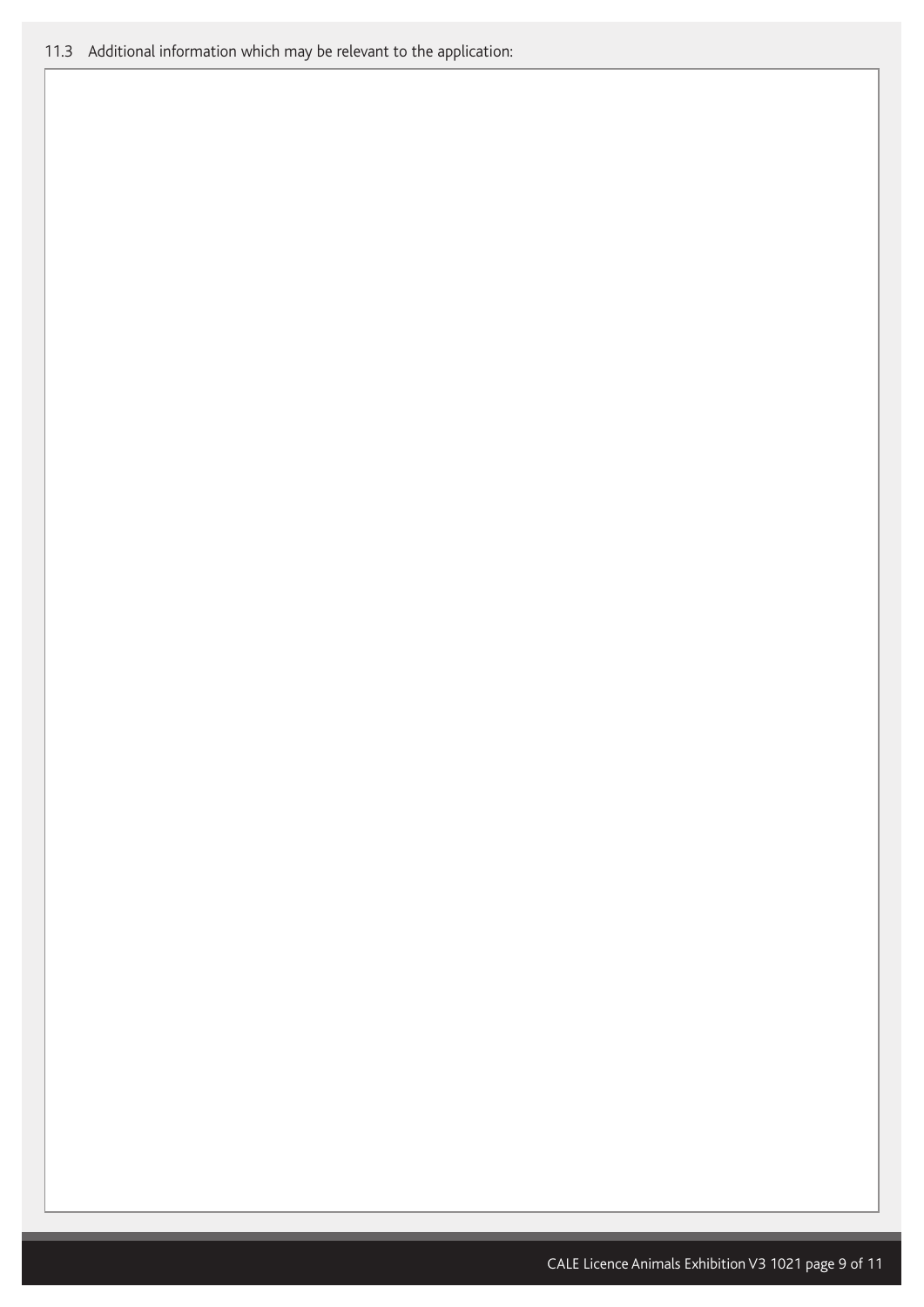11.3 Additional information which may be relevant to the application: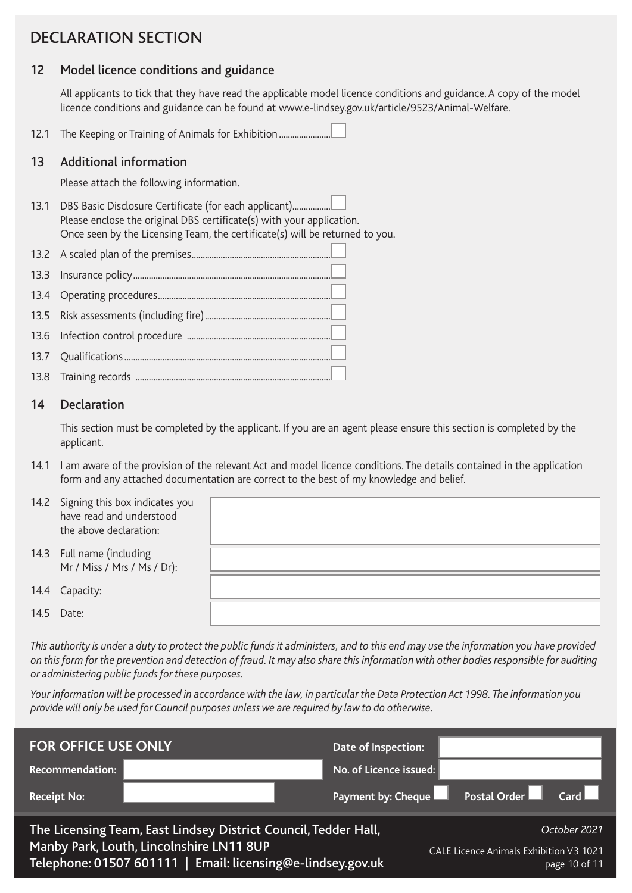# DECLARATION SECTION

## 12 Model licence conditions and guidance

All applicants to tick that they have read the applicable model licence conditions and guidance. A copy of the model licence conditions and guidance can be found at www.e-lindsey.gov.uk/article/9523/Animal-Welfare.

12.1 The Keeping or Training of Animals for Exhibition ☐

## 13 Additional information

Please attach the following information.

13.1 DBS Basic Disclosure Certificate (for each applicant) ☐
Please enclose the original DBS certificate(s) with your application.
Once seen by the Licensing Team, the certificate(s) will be returned to you.

13.2 A scaled plan of the premises ☐

13.3 Insurance policy ☐

13.4 Operating procedures ☐

13.5 Risk assessments (including fire) ☐

13.6 Infection control procedure ☐

13.7 Qualifications ☐

13.8 Training records ☐

## 14 Declaration

This section must be completed by the applicant. If you are an agent please ensure this section is completed by the applicant.

14.1 I am aware of the provision of the relevant Act and model licence conditions. The details contained in the application form and any attached documentation are correct to the best of my knowledge and belief.

| | |
|---|---|
| 14.2 Signing this box indicates you have read and understood the above declaration: | |
| 14.3 Full name (including Mr / Miss / Mrs / Ms / Dr): | |
| 14.4 Capacity: | |
| 14.5 Date: | |

*This authority is under a duty to protect the public funds it administers, and to this end may use the information you have provided on this form for the prevention and detection of fraud. It may also share this information with other bodies responsible for auditing or administering public funds for these purposes.*

*Your information will be processed in accordance with the law, in particular the Data Protection Act 1998. The information you provide will only be used for Council purposes unless we are required by law to do otherwise.*

**FOR OFFICE USE ONLY**

| | | | |
|---|---|---|---|
| **Recommendation:** | | **Date of Inspection:** | |
| **Receipt No:** | | **No. of Licence issued:** | |
| | | **Payment by:** Cheque ☐ Postal Order ☐ Card ☐ | |

**The Licensing Team, East Lindsey District Council, Tedder Hall, Manby Park, Louth, Lincolnshire LN11 8UP**
**Telephone: 01507 601111 | Email: licensing@e-lindsey.gov.uk**

*October 2021*

CALE Licence Animals Exhibition V3 1021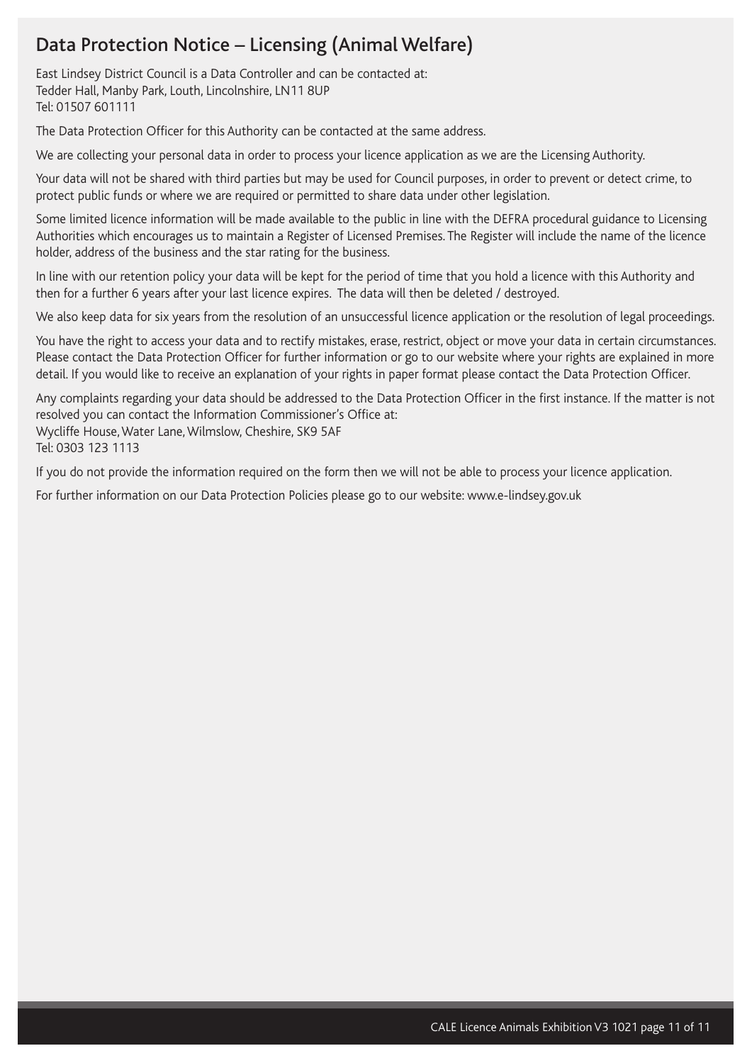## Data Protection Notice – Licensing (Animal Welfare)

East Lindsey District Council is a Data Controller and can be contacted at:
Tedder Hall, Manby Park, Louth, Lincolnshire, LN11 8UP
Tel: 01507 601111

The Data Protection Officer for this Authority can be contacted at the same address.

We are collecting your personal data in order to process your licence application as we are the Licensing Authority.

Your data will not be shared with third parties but may be used for Council purposes, in order to prevent or detect crime, to protect public funds or where we are required or permitted to share data under other legislation.

Some limited licence information will be made available to the public in line with the DEFRA procedural guidance to Licensing Authorities which encourages us to maintain a Register of Licensed Premises. The Register will include the name of the licence holder, address of the business and the star rating for the business.

In line with our retention policy your data will be kept for the period of time that you hold a licence with this Authority and then for a further 6 years after your last licence expires. The data will then be deleted / destroyed.

We also keep data for six years from the resolution of an unsuccessful licence application or the resolution of legal proceedings.

You have the right to access your data and to rectify mistakes, erase, restrict, object or move your data in certain circumstances. Please contact the Data Protection Officer for further information or go to our website where your rights are explained in more detail. If you would like to receive an explanation of your rights in paper format please contact the Data Protection Officer.

Any complaints regarding your data should be addressed to the Data Protection Officer in the first instance. If the matter is not resolved you can contact the Information Commissioner's Office at:
Wycliffe House, Water Lane, Wilmslow, Cheshire, SK9 5AF
Tel: 0303 123 1113

If you do not provide the information required on the form then we will not be able to process your licence application.

For further information on our Data Protection Policies please go to our website: www.e-lindsey.gov.uk